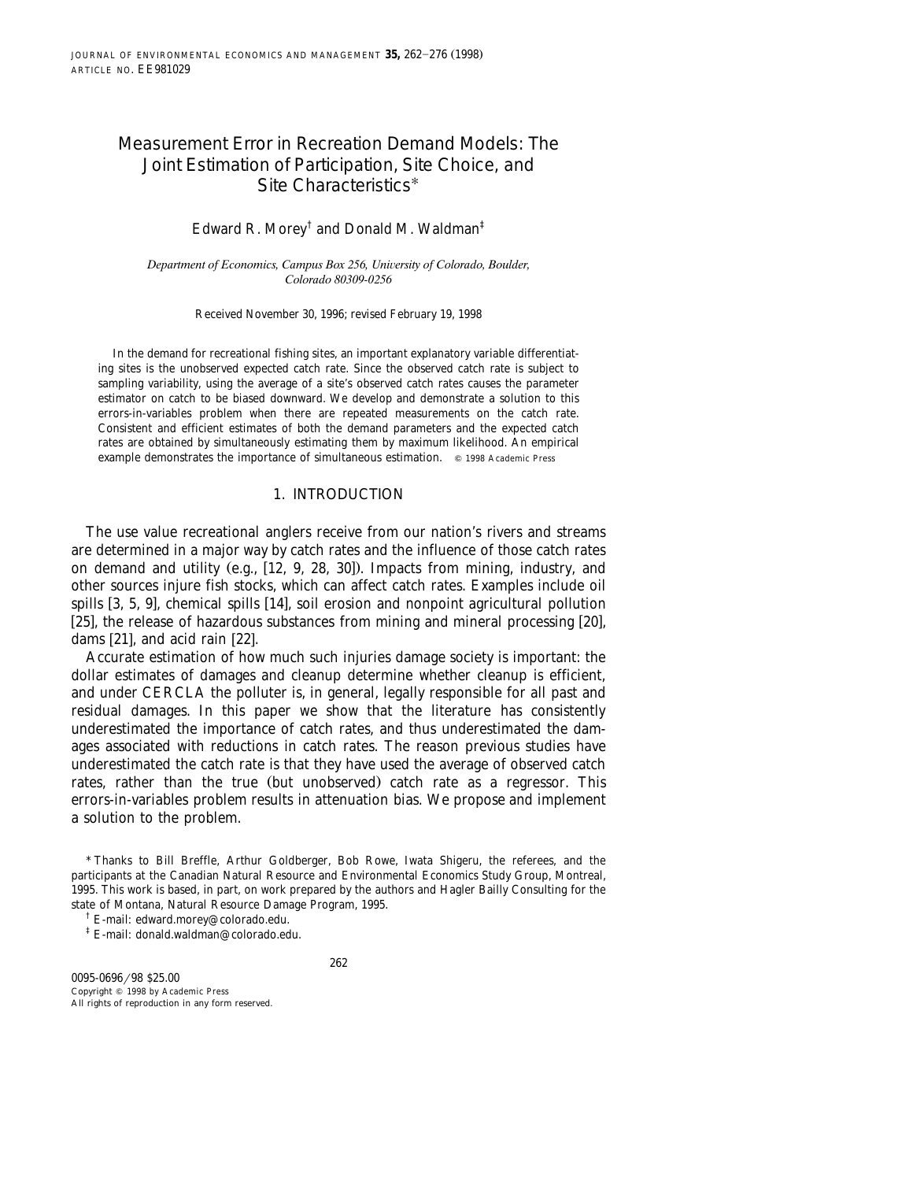# Measurement Error in Recreation Demand Models: The Joint Estimation of Participation, Site Choice, and Site Characteristics*

Edward R. Morey† and Donald M. Waldman‡

*Department of Economics, Campus Box 256, University of Colorado, Boulder, Colorado 80309-0256*

Received November 30, 1996; revised February 19, 1998

In the demand for recreational fishing sites, an important explanatory variable differentiating sites is the unobserved expected catch rate. Since the observed catch rate is subject to sampling variability, using the average of a site's observed catch rates causes the parameter estimator on catch to be biased downward. We develop and demonstrate a solution to this errors-in-variables problem when there are repeated measurements on the catch rate. Consistent and efficient estimates of both the demand parameters and the expected catch rates are obtained by simultaneously estimating them by maximum likelihood. An empirical example demonstrates the importance of simultaneous estimation. © 1998 Academic Press

## 1. INTRODUCTION

The use value recreational anglers receive from our nation's rivers and streams are determined in a major way by catch rates and the influence of those catch rates on demand and utility (e.g., [12, 9, 28, 30]). Impacts from mining, industry, and other sources injure fish stocks, which can affect catch rates. Examples include oil spills [3, 5, 9], chemical spills [14], soil erosion and nonpoint agricultural pollution [25], the release of hazardous substances from mining and mineral processing [20], dams [21], and acid rain [22].

Accurate estimation of how much such injuries damage society is important: the dollar estimates of damages and cleanup determine whether cleanup is efficient, and under CERCLA the polluter is, in general, legally responsible for all past and residual damages. In this paper we show that the literature has consistently underestimated the importance of catch rates, and thus underestimated the damages associated with reductions in catch rates. The reason previous studies have underestimated the catch rate is that they have used the average of observed catch rates, rather than the true (but unobserved) catch rate as a regressor. This errors-in-variables problem results in attenuation bias. We propose and implement a solution to the problem.

---

* Thanks to Bill Breffle, Arthur Goldberger, Bob Rowe, Iwata Shigeru, the referees, and the participants at the Canadian Natural Resource and Environmental Economics Study Group, Montreal, 1995. This work is based, in part, on work prepared by the authors and Hagler Bailly Consulting for the state of Montana, Natural Resource Damage Program, 1995.

† E-mail: edward.morey@colorado.edu.

‡ E-mail: donald.waldman@colorado.edu.

0095-0696/98 $25.00
Copyright © 1998 by Academic Press
All rights of reproduction in any form reserved.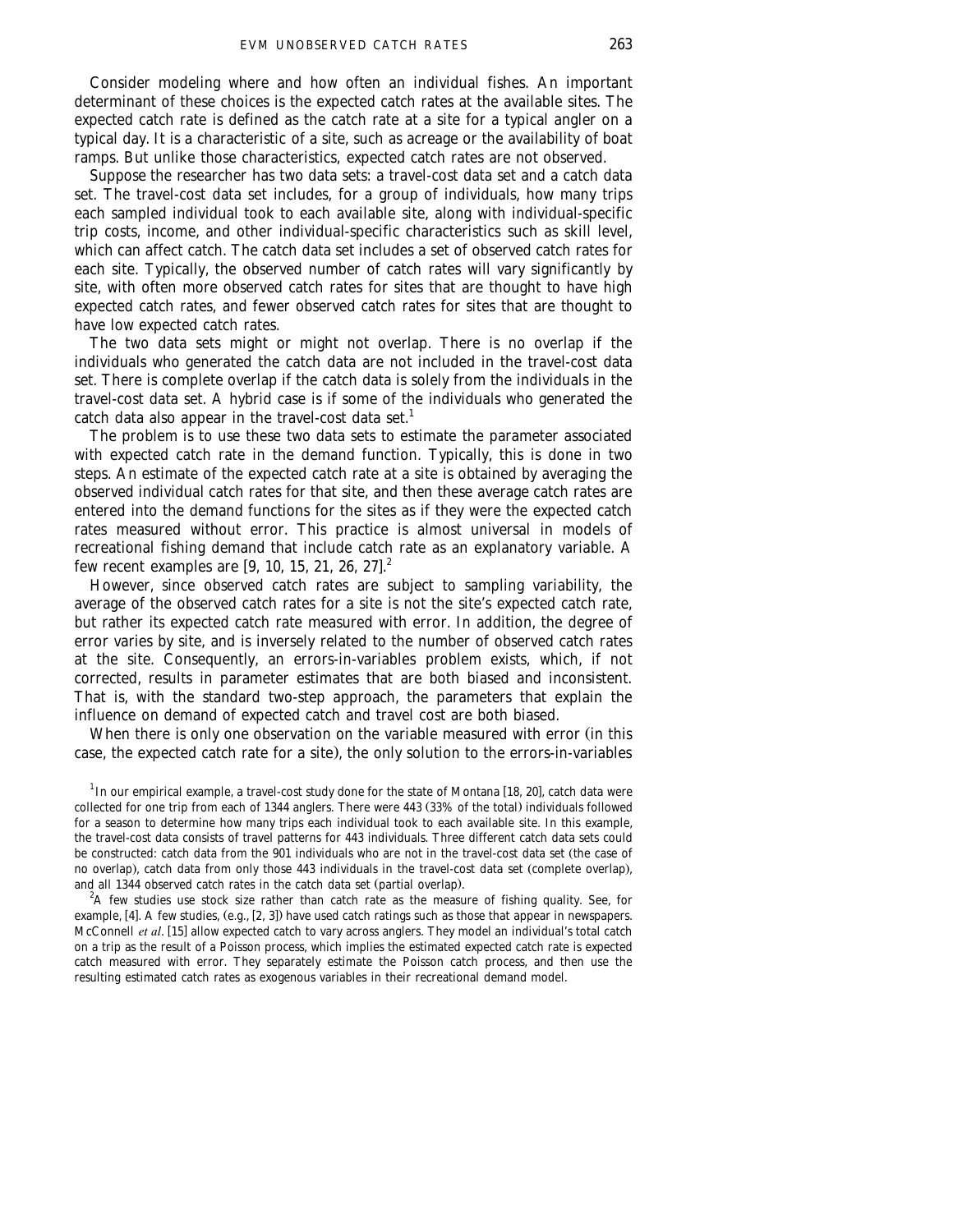Consider modeling where and how often an individual fishes. An important determinant of these choices is the expected catch rates at the available sites. The expected catch rate is defined as the catch rate at a site for a typical angler on a typical day. It is a characteristic of a site, such as acreage or the availability of boat ramps. But unlike those characteristics, expected catch rates are not observed.

Suppose the researcher has two data sets: a travel-cost data set and a catch data set. The travel-cost data set includes, for a group of individuals, how many trips each sampled individual took to each available site, along with individual-specific trip costs, income, and other individual-specific characteristics such as skill level, which can affect catch. The catch data set includes a set of observed catch rates for each site. Typically, the observed number of catch rates will vary significantly by site, with often more observed catch rates for sites that are thought to have high expected catch rates, and fewer observed catch rates for sites that are thought to have low expected catch rates.

The two data sets might or might not overlap. There is no overlap if the individuals who generated the catch data are not included in the travel-cost data set. There is complete overlap if the catch data is solely from the individuals in the travel-cost data set. A hybrid case is if some of the individuals who generated the catch data also appear in the travel-cost data set.[1]

The problem is to use these two data sets to estimate the parameter associated with expected catch rate in the demand function. Typically, this is done in two steps. An estimate of the expected catch rate at a site is obtained by averaging the observed individual catch rates for that site, and then these average catch rates are entered into the demand functions for the sites as if they were the expected catch rates measured without error. This practice is almost universal in models of recreational fishing demand that include catch rate as an explanatory variable. A few recent examples are [9, 10, 15, 21, 26, 27].[2]

However, since observed catch rates are subject to sampling variability, the average of the observed catch rates for a site is not the site's expected catch rate, but rather its expected catch rate measured with error. In addition, the degree of error varies by site, and is inversely related to the number of observed catch rates at the site. Consequently, an errors-in-variables problem exists, which, if not corrected, results in parameter estimates that are both biased and inconsistent. That is, with the standard two-step approach, the parameters that explain the influence on demand of expected catch and travel cost are both biased.

When there is only one observation on the variable measured with error (in this case, the expected catch rate for a site), the only solution to the errors-in-variables

[1] In our empirical example, a travel-cost study done for the state of Montana [18, 20], catch data were collected for one trip from each of 1344 anglers. There were 443 (33% of the total) individuals followed for a season to determine how many trips each individual took to each available site. In this example, the travel-cost data consists of travel patterns for 443 individuals. Three different catch data sets could be constructed: catch data from the 901 individuals who are not in the travel-cost data set (the case of no overlap), catch data from only those 443 individuals in the travel-cost data set (complete overlap), and all 1344 observed catch rates in the catch data set (partial overlap).

[2] A few studies use stock size rather than catch rate as the measure of fishing quality. See, for example, [4]. A few studies, (e.g., [2, 3]) have used catch ratings such as those that appear in newspapers. McConnell *et al*. [15] allow expected catch to vary across anglers. They model an individual's total catch on a trip as the result of a Poisson process, which implies the estimated expected catch rate is expected catch measured with error. They separately estimate the Poisson catch process, and then use the resulting estimated catch rates as exogenous variables in their recreational demand model.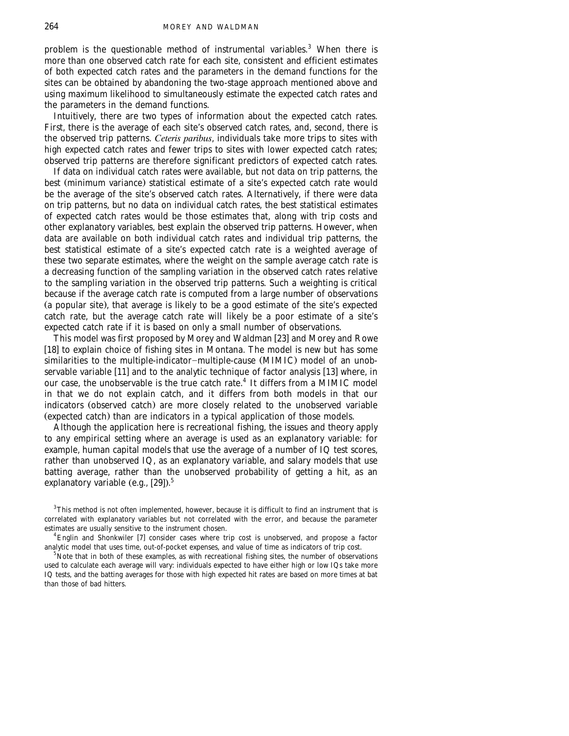problem is the questionable method of instrumental variables.[3] When there is more than one observed catch rate for each site, consistent and efficient estimates of both expected catch rates and the parameters in the demand functions for the sites can be obtained by abandoning the two-stage approach mentioned above and using maximum likelihood to simultaneously estimate the expected catch rates and the parameters in the demand functions.

Intuitively, there are two types of information about the expected catch rates. First, there is the average of each site's observed catch rates, and, second, there is the observed trip patterns. *Ceteris paribus*, individuals take more trips to sites with high expected catch rates and fewer trips to sites with lower expected catch rates; observed trip patterns are therefore significant predictors of expected catch rates.

If data on individual catch rates were available, but not data on trip patterns, the best (minimum variance) statistical estimate of a site's expected catch rate would be the average of the site's observed catch rates. Alternatively, if there were data on trip patterns, but no data on individual catch rates, the best statistical estimates of expected catch rates would be those estimates that, along with trip costs and other explanatory variables, best explain the observed trip patterns. However, when data are available on both individual catch rates and individual trip patterns, the best statistical estimate of a site's expected catch rate is a weighted average of these two separate estimates, where the weight on the sample average catch rate is a decreasing function of the sampling variation in the observed catch rates relative to the sampling variation in the observed trip patterns. Such a weighting is critical because if the average catch rate is computed from a large number of observations (a popular site), that average is likely to be a good estimate of the site's expected catch rate, but the average catch rate will likely be a poor estimate of a site's expected catch rate if it is based on only a small number of observations.

This model was first proposed by Morey and Waldman [23] and Morey and Rowe [18] to explain choice of fishing sites in Montana. The model is new but has some similarities to the multiple-indicator–multiple-cause (MIMIC) model of an unobservable variable [11] and to the analytic technique of factor analysis [13] where, in our case, the unobservable is the true catch rate.[4] It differs from a MIMIC model in that we do not explain catch, and it differs from both models in that our indicators (observed catch) are more closely related to the unobserved variable (expected catch) than are indicators in a typical application of those models.

Although the application here is recreational fishing, the issues and theory apply to any empirical setting where an average is used as an explanatory variable: for example, human capital models that use the average of a number of IQ test scores, rather than unobserved IQ, as an explanatory variable, and salary models that use batting average, rather than the unobserved probability of getting a hit, as an explanatory variable (e.g., [29]).[5]

[3] This method is not often implemented, however, because it is difficult to find an instrument that is correlated with explanatory variables but not correlated with the error, and because the parameter estimates are usually sensitive to the instrument chosen.

[4] Englin and Shonkwiler [7] consider cases where trip cost is unobserved, and propose a factor analytic model that uses time, out-of-pocket expenses, and value of time as indicators of trip cost.

[5] Note that in both of these examples, as with recreational fishing sites, the number of observations used to calculate each average will vary: individuals expected to have either high or low IQs take more IQ tests, and the batting averages for those with high expected hit rates are based on more times at bat than those of bad hitters.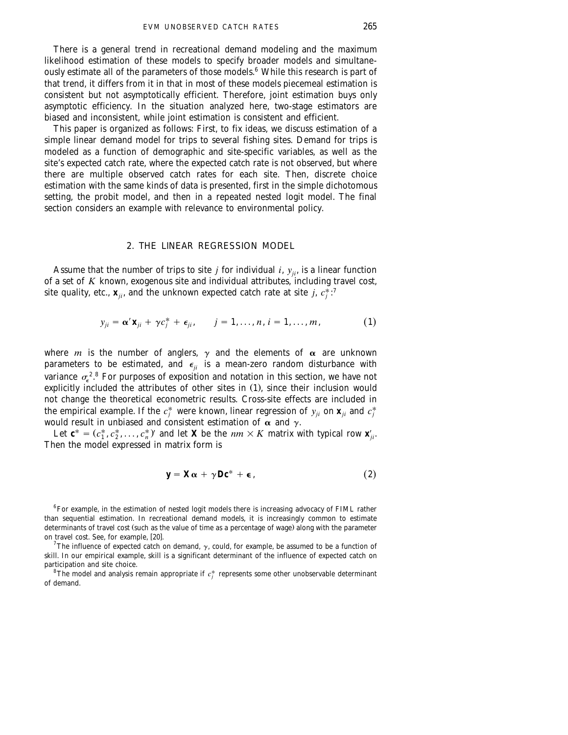There is a general trend in recreational demand modeling and the maximum likelihood estimation of these models to specify broader models and simultaneously estimate all of the parameters of those models.[6] While this research is part of that trend, it differs from it in that in most of these models piecemeal estimation is consistent but not asymptotically efficient. Therefore, joint estimation buys only asymptotic efficiency. In the situation analyzed here, two-stage estimators are biased and inconsistent, while joint estimation is consistent and efficient.

This paper is organized as follows: First, to fix ideas, we discuss estimation of a simple linear demand model for trips to several fishing sites. Demand for trips is modeled as a function of demographic and site-specific variables, as well as the site's expected catch rate, where the expected catch rate is not observed, but where there are multiple observed catch rates for each site. Then, discrete choice estimation with the same kinds of data is presented, first in the simple dichotomous setting, the probit model, and then in a repeated nested logit model. The final section considers an example with relevance to environmental policy.

## 2. THE LINEAR REGRESSION MODEL

Assume that the number of trips to site $j$ for individual $i$, $y_{ji}$, is a linear function of a set of $K$ known, exogenous site and individual attributes, including travel cost, site quality, etc., $\mathbf{x}_{ji}$, and the unknown expected catch rate at site $j$, $c_j^*$:[7]

$$y_{ji} = \boldsymbol{\alpha}' \mathbf{x}_{ji} + \gamma c_j^* + \epsilon_{ji}, \qquad j = 1, \dots, n, i = 1, \dots, m, \tag{1}$$

where $m$ is the number of anglers, $\gamma$ and the elements of $\boldsymbol{\alpha}$ are unknown parameters to be estimated, and $\epsilon_{ji}$ is a mean-zero random disturbance with variance $\sigma_\epsilon^2$.[8] For purposes of exposition and notation in this section, we have not explicitly included the attributes of other sites in (1), since their inclusion would not change the theoretical econometric results. Cross-site effects are included in the empirical example. If the $c_j^*$ were known, linear regression of $y_{ji}$ on $\mathbf{x}_{ji}$ and $c_j^*$ would result in unbiased and consistent estimation of $\boldsymbol{\alpha}$ and $\gamma$.

Let $\mathbf{c}^* = (c_1^*, c_2^*, \dots, c_n^*)'$ and let $\mathbf{X}$ be the $nm \times K$ matrix with typical row $\mathbf{x}'_{ji}$. Then the model expressed in matrix form is

$$\mathbf{y} = \mathbf{X}\boldsymbol{\alpha} + \gamma \mathbf{D}\mathbf{c}^* + \boldsymbol{\epsilon}, \tag{2}$$

---

[6] For example, in the estimation of nested logit models there is increasing advocacy of FIML rather than sequential estimation. In recreational demand models, it is increasingly common to estimate determinants of travel cost (such as the value of time as a percentage of wage) along with the parameter on travel cost. See, for example, [20].

[7] The influence of expected catch on demand, $\gamma$, could, for example, be assumed to be a function of skill. In our empirical example, skill is a significant determinant of the influence of expected catch on participation and site choice.

[8] The model and analysis remain appropriate if $c_j^*$ represents some other unobservable determinant of demand.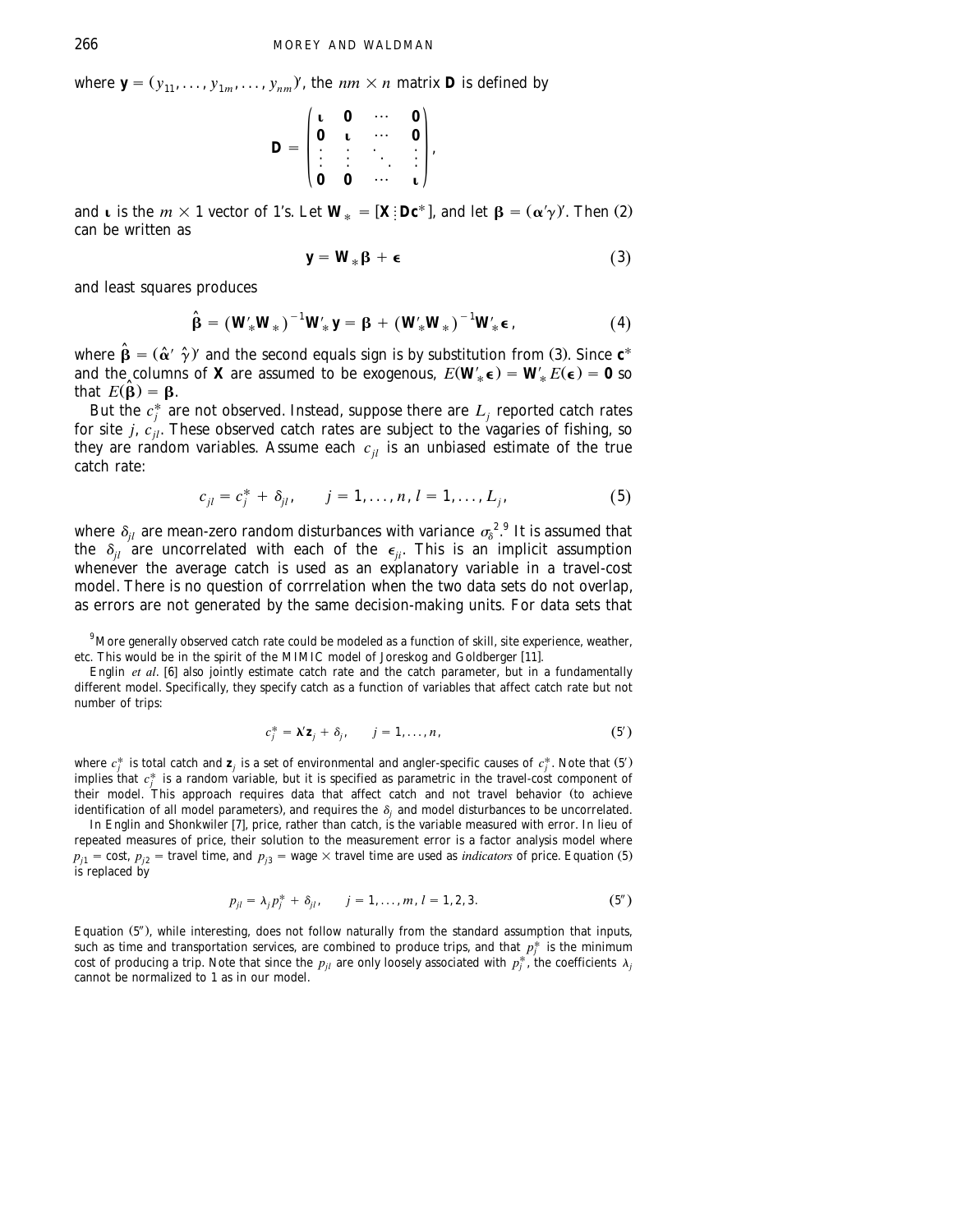where $\mathbf{y} = (y_{11}, \ldots, y_{1m}, \ldots, y_{nm})'$, the $nm \times n$ matrix $\mathbf{D}$ is defined by

$$\mathbf{D} = \begin{pmatrix} \boldsymbol{\iota} & \mathbf{0} & \cdots & \mathbf{0} \\ \mathbf{0} & \boldsymbol{\iota} & \cdots & \mathbf{0} \\ \vdots & \vdots & \ddots & \vdots \\ \mathbf{0} & \mathbf{0} & \cdots & \boldsymbol{\iota} \end{pmatrix},$$

and $\boldsymbol{\iota}$ is the $m \times 1$ vector of 1's. Let $\mathbf{W}_* = [\mathbf{X} \vdots \mathbf{D}\mathbf{c}^*]$, and let $\boldsymbol{\beta} = (\boldsymbol{\alpha}'\gamma)'$. Then (2) can be written as

$$\mathbf{y} = \mathbf{W}_* \boldsymbol{\beta} + \boldsymbol{\epsilon} \tag{3}$$

and least squares produces

$$\hat{\boldsymbol{\beta}} = (\mathbf{W}_*' \mathbf{W}_*)^{-1} \mathbf{W}_*' \mathbf{y} = \boldsymbol{\beta} + (\mathbf{W}_*' \mathbf{W}_*)^{-1} \mathbf{W}_*' \boldsymbol{\epsilon}, \tag{4}$$

where $\hat{\boldsymbol{\beta}} = (\hat{\boldsymbol{\alpha}}' \ \hat{\gamma})'$ and the second equals sign is by substitution from (3). Since $\mathbf{c}^*$ and the columns of $\mathbf{X}$ are assumed to be exogenous, $E(\mathbf{W}_*' \boldsymbol{\epsilon}) = \mathbf{W}_*' E(\boldsymbol{\epsilon}) = \mathbf{0}$ so that $E(\hat{\boldsymbol{\beta}}) = \boldsymbol{\beta}$.

But the $c_j^*$ are not observed. Instead, suppose there are $L_j$ reported catch rates for site $j$, $c_{jl}$. These observed catch rates are subject to the vagaries of fishing, so they are random variables. Assume each $c_{jl}$ is an unbiased estimate of the true catch rate:

$$c_{jl} = c_j^* + \delta_{jl}, \qquad j = 1, \ldots, n, \ l = 1, \ldots, L_j, \tag{5}$$

where $\delta_{jl}$ are mean-zero random disturbances with variance $\sigma_\delta^2$.[9] It is assumed that the $\delta_{jl}$ are uncorrelated with each of the $\epsilon_{ji}$. This is an implicit assumption whenever the average catch is used as an explanatory variable in a travel-cost model. There is no question of corrrelation when the two data sets do not overlap, as errors are not generated by the same decision-making units. For data sets that

[9] More generally observed catch rate could be modeled as a function of skill, site experience, weather, etc. This would be in the spirit of the MIMIC model of Joreskog and Goldberger [11].

Englin *et al.* [6] also jointly estimate catch rate and the catch parameter, but in a fundamentally different model. Specifically, they specify catch as a function of variables that affect catch rate but not number of trips:

$$c_j^* = \boldsymbol{\lambda}' \mathbf{z}_j + \delta_j, \qquad j = 1, \ldots, n, \tag{5'}$$

where $c_j^*$ is total catch and $\mathbf{z}_j$ is a set of environmental and angler-specific causes of $c_j^*$. Note that (5′) implies that $c_j^*$ is a random variable, but it is specified as parametric in the travel-cost component of their model. This approach requires data that affect catch and not travel behavior (to achieve identification of all model parameters), and requires the $\delta_j$ and model disturbances to be uncorrelated.

In Englin and Shonkwiler [7], price, rather than catch, is the variable measured with error. In lieu of repeated measures of price, their solution to the measurement error is a factor analysis model where $p_{j1}$ = cost, $p_{j2}$ = travel time, and $p_{j3}$ = wage × travel time are used as *indicators* of price. Equation (5) is replaced by

$$p_{jl} = \lambda_j p_j^* + \delta_{jl}, \qquad j = 1, \ldots, m, \ l = 1, 2, 3. \tag{5''}$$

Equation (5″), while interesting, does not follow naturally from the standard assumption that inputs, such as time and transportation services, are combined to produce trips, and that $p_j^*$ is the minimum cost of producing a trip. Note that since the $p_{jl}$ are only loosely associated with $p_j^*$, the coefficients $\lambda_j$ cannot be normalized to 1 as in our model.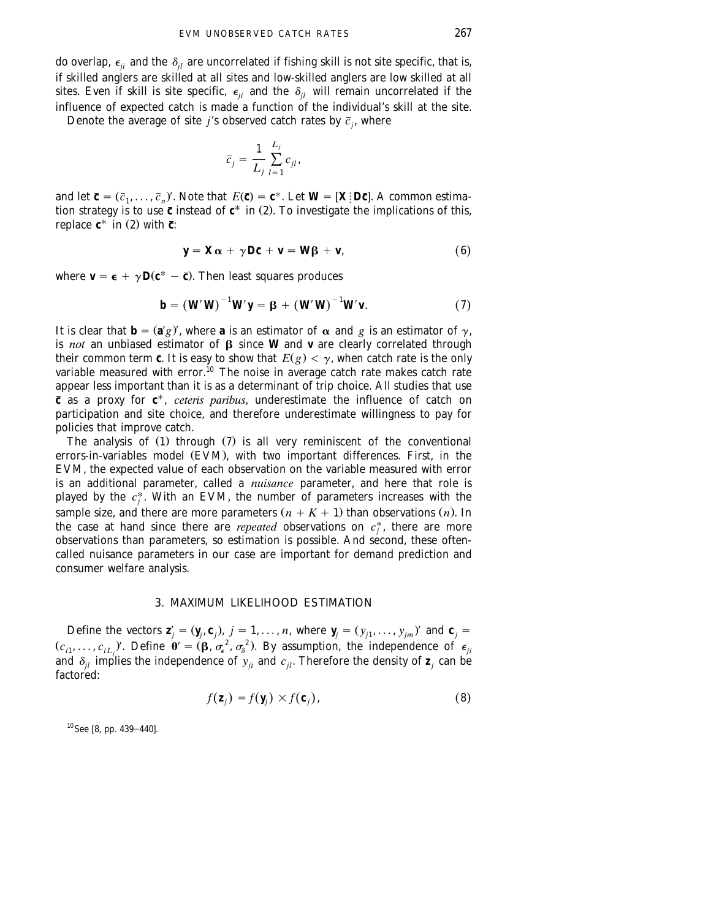do overlap, $\epsilon_{ji}$ and the $\delta_{jl}$ are uncorrelated if fishing skill is not site specific, that is, if skilled anglers are skilled at all sites and low-skilled anglers are low skilled at all sites. Even if skill is site specific, $\epsilon_{ji}$ and the $\delta_{jl}$ will remain uncorrelated if the influence of expected catch is made a function of the individual's skill at the site.

Denote the average of site $j$'s observed catch rates by $\bar{c}_j$, where

$$\bar{c}_j = \frac{1}{L_j} \sum_{l=1}^{L_j} c_{jl},$$

and let $\bar{\mathbf{c}} = (\bar{c}_1, \ldots, \bar{c}_n)'$. Note that $E(\bar{\mathbf{c}}) = \mathbf{c}^*$. Let $\mathbf{W} = [\mathbf{X} \vdots \mathbf{D}\bar{\mathbf{c}}]$. A common estimation strategy is to use $\bar{\mathbf{c}}$ instead of $\mathbf{c}^*$ in (2). To investigate the implications of this, replace $\mathbf{c}^*$ in (2) with $\bar{\mathbf{c}}$:

$$\mathbf{y} = \mathbf{X}\boldsymbol{\alpha} + \gamma \mathbf{D}\bar{\mathbf{c}} + \mathbf{v} = \mathbf{W}\boldsymbol{\beta} + \mathbf{v}, \tag{6}$$

where $\mathbf{v} = \boldsymbol{\epsilon} + \gamma \mathbf{D}(\mathbf{c}^* - \bar{\mathbf{c}})$. Then least squares produces

$$\mathbf{b} = (\mathbf{W}'\mathbf{W})^{-1}\mathbf{W}'\mathbf{y} = \boldsymbol{\beta} + (\mathbf{W}'\mathbf{W})^{-1}\mathbf{W}'\mathbf{v}. \tag{7}$$

It is clear that $\mathbf{b} = (\mathbf{a}'g)'$, where $\mathbf{a}$ is an estimator of $\boldsymbol{\alpha}$ and $g$ is an estimator of $\gamma$, is *not* an unbiased estimator of $\boldsymbol{\beta}$ since $\mathbf{W}$ and $\mathbf{v}$ are clearly correlated through their common term $\bar{\mathbf{c}}$. It is easy to show that $E(g) < \gamma$, when catch rate is the only variable measured with error.[10] The noise in average catch rate makes catch rate appear less important than it is as a determinant of trip choice. All studies that use $\bar{\mathbf{c}}$ as a proxy for $\mathbf{c}^*$, *ceteris paribus*, underestimate the influence of catch on participation and site choice, and therefore underestimate willingness to pay for policies that improve catch.

The analysis of (1) through (7) is all very reminiscent of the conventional errors-in-variables model (EVM), with two important differences. First, in the EVM, the expected value of each observation on the variable measured with error is an additional parameter, called a *nuisance* parameter, and here that role is played by the $c_j^*$. With an EVM, the number of parameters increases with the sample size, and there are more parameters $(n + K + 1)$ than observations $(n)$. In the case at hand since there are *repeated* observations on $c_j^*$, there are more observations than parameters, so estimation is possible. And second, these often-called nuisance parameters in our case are important for demand prediction and consumer welfare analysis.

## 3. MAXIMUM LIKELIHOOD ESTIMATION

Define the vectors $\mathbf{z}_j' = (\mathbf{y}_j, \mathbf{c}_j)$, $j = 1, \ldots, n$, where $\mathbf{y}_j = (y_{j1}, \ldots, y_{jm})'$ and $\mathbf{c}_j = (c_{i1}, \ldots, c_{iL_j})'$. Define $\boldsymbol{\theta}' = (\boldsymbol{\beta}, \sigma_\epsilon^2, \sigma_\delta^2)$. By assumption, the independence of $\epsilon_{ji}$ and $\delta_{jl}$ implies the independence of $y_{ji}$ and $c_{jl}$. Therefore the density of $\mathbf{z}_j$ can be factored:

$$f(\mathbf{z}_j) = f(\mathbf{y}_j) \times f(\mathbf{c}_j), \tag{8}$$

[10] See [8, pp. 439–440].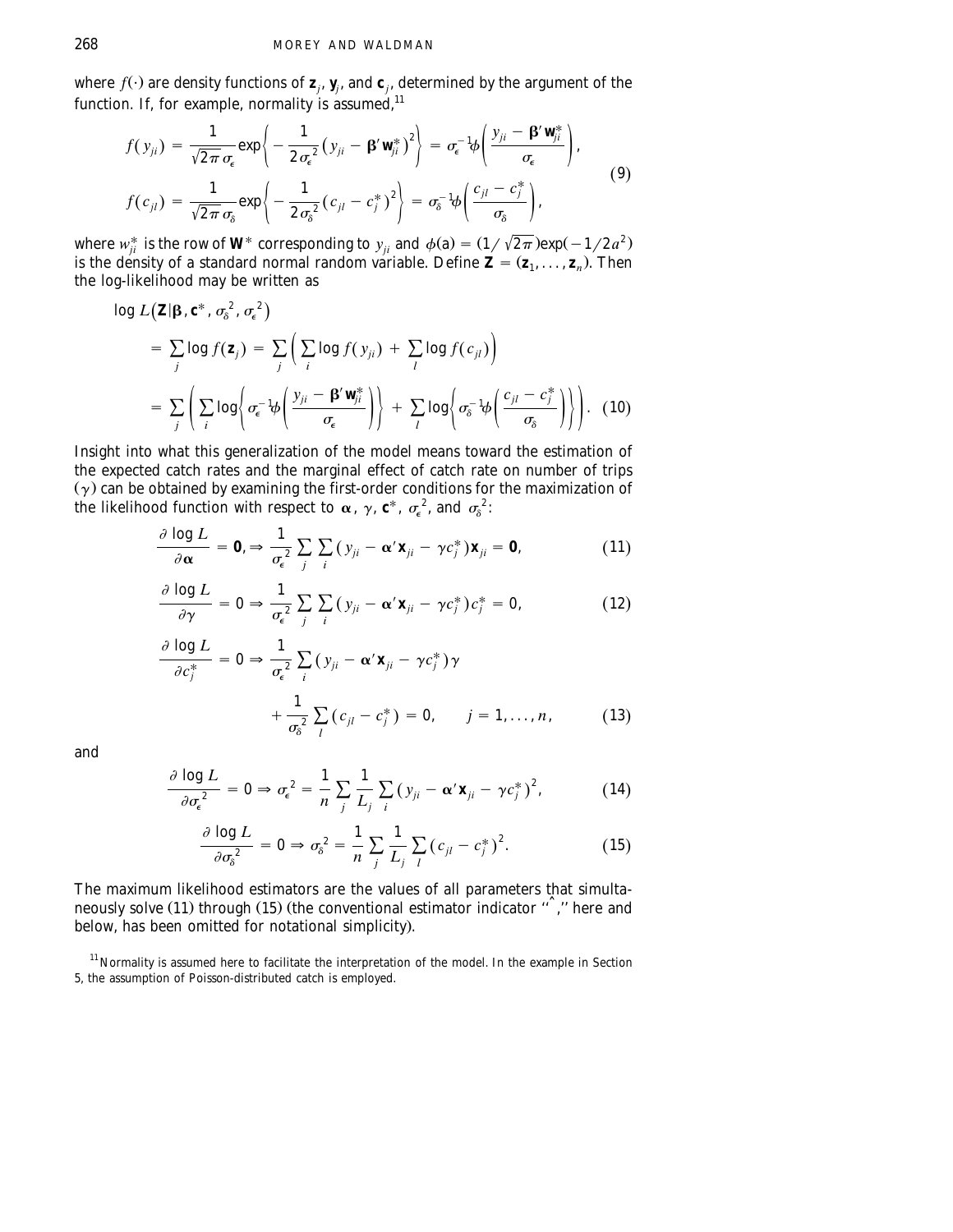where $f(\cdot)$ are density functions of $\mathbf{z}_j$, $\mathbf{y}_j$, and $\mathbf{c}_j$, determined by the argument of the function. If, for example, normality is assumed,[11]

$$
\begin{aligned}
f(y_{ji}) &= \frac{1}{\sqrt{2\pi}\,\sigma_\epsilon} \exp\left\{ -\frac{1}{2\sigma_\epsilon^2}\left(y_{ji} - \boldsymbol{\beta}'\mathbf{w}_{ji}^*\right)^2 \right\} = \sigma_\epsilon^{-1}\phi\left(\frac{y_{ji} - \boldsymbol{\beta}'\mathbf{w}_{ji}^*}{\sigma_\epsilon}\right), \\
f(c_{jl}) &= \frac{1}{\sqrt{2\pi}\,\sigma_\delta} \exp\left\{ -\frac{1}{2\sigma_\delta^2}\left(c_{jl} - c_j^*\right)^2 \right\} = \sigma_\delta^{-1}\phi\left(\frac{c_{jl} - c_j^*}{\sigma_\delta}\right),
\end{aligned} \tag{9}
$$

where $w_{ji}^*$ is the row of $\mathbf{W}^*$ corresponding to $y_{ji}$ and $\phi(a) = (1/\sqrt{2\pi})\exp(-1/2a^2)$ is the density of a standard normal random variable. Define $\mathbf{Z} = (\mathbf{z}_1, \ldots, \mathbf{z}_n)$. Then the log-likelihood may be written as

$$
\begin{aligned}
\log L&\left(\mathbf{Z} \mid \boldsymbol{\beta}, \mathbf{c}^*, \sigma_\delta^2, \sigma_\epsilon^2\right) \\
&= \sum_j \log f(\mathbf{z}_j) = \sum_j \left( \sum_i \log f(y_{ji}) + \sum_l \log f(c_{jl}) \right) \\
&= \sum_j \left( \sum_i \log\left\{ \sigma_\epsilon^{-1}\phi\left(\frac{y_{ji} - \boldsymbol{\beta}'\mathbf{w}_{ji}^*}{\sigma_\epsilon}\right) \right\} + \sum_l \log\left\{ \sigma_\delta^{-1}\phi\left(\frac{c_{jl} - c_j^*}{\sigma_\delta}\right) \right\} \right).
\end{aligned} \tag{10}
$$

Insight into what this generalization of the model means toward the estimation of the expected catch rates and the marginal effect of catch rate on number of trips ($\gamma$) can be obtained by examining the first-order conditions for the maximization of the likelihood function with respect to $\boldsymbol{\alpha}$, $\gamma$, $\mathbf{c}^*$, $\sigma_\epsilon^2$, and $\sigma_\delta^2$:

$$
\frac{\partial \log L}{\partial \boldsymbol{\alpha}} = \mathbf{0}, \Rightarrow \frac{1}{\sigma_\epsilon^2} \sum_j \sum_i \left(y_{ji} - \boldsymbol{\alpha}'\mathbf{x}_{ji} - \gamma c_j^*\right)\mathbf{x}_{ji} = \mathbf{0}, \tag{11}
$$

$$
\frac{\partial \log L}{\partial \gamma} = 0 \Rightarrow \frac{1}{\sigma_\epsilon^2} \sum_j \sum_i \left(y_{ji} - \boldsymbol{\alpha}'\mathbf{x}_{ji} - \gamma c_j^*\right)c_j^* = 0, \tag{12}
$$

$$
\frac{\partial \log L}{\partial c_j^*} = 0 \Rightarrow \frac{1}{\sigma_\epsilon^2} \sum_i \left(y_{ji} - \boldsymbol{\alpha}'\mathbf{x}_{ji} - \gamma c_j^*\right)\gamma + \frac{1}{\sigma_\delta^2} \sum_l \left(c_{jl} - c_j^*\right) = 0, \qquad j = 1, \ldots, n, \tag{13}
$$

and

$$
\frac{\partial \log L}{\partial \sigma_\epsilon^2} = 0 \Rightarrow \sigma_\epsilon^2 = \frac{1}{n} \sum_j \frac{1}{L_j} \sum_i \left(y_{ji} - \boldsymbol{\alpha}'\mathbf{x}_{ji} - \gamma c_j^*\right)^2, \tag{14}
$$

$$
\frac{\partial \log L}{\partial \sigma_\delta^2} = 0 \Rightarrow \sigma_\delta^2 = \frac{1}{n} \sum_j \frac{1}{L_j} \sum_l \left(c_{jl} - c_j^*\right)^2. \tag{15}
$$

The maximum likelihood estimators are the values of all parameters that simultaneously solve (11) through (15) (the conventional estimator indicator "^," here and below, has been omitted for notational simplicity).

[11] Normality is assumed here to facilitate the interpretation of the model. In the example in Section 5, the assumption of Poisson-distributed catch is employed.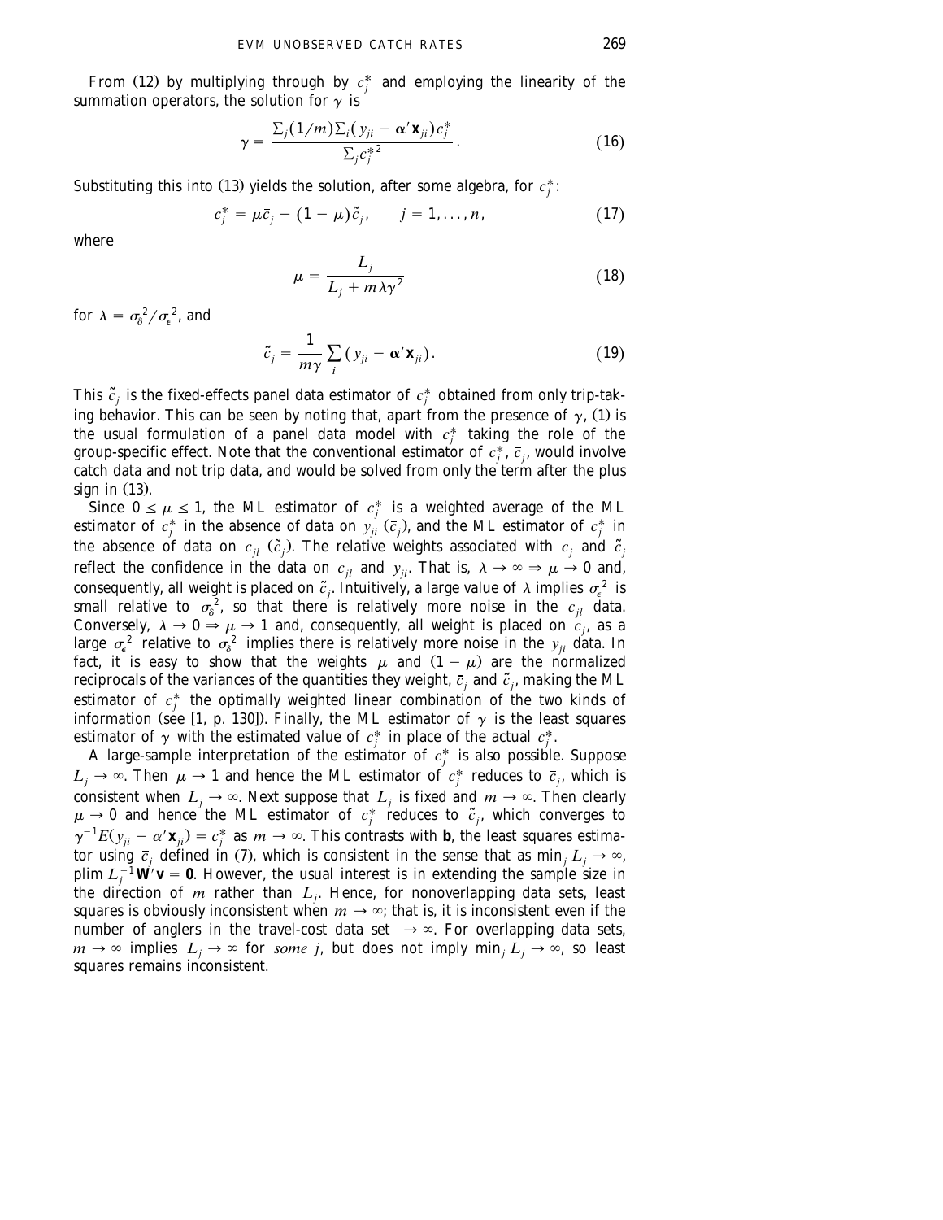From (12) by multiplying through by $c_j^*$ and employing the linearity of the summation operators, the solution for $\gamma$ is

$$\gamma = \frac{\sum_j (1/m) \sum_i (y_{ji} - \boldsymbol{\alpha}' \mathbf{x}_{ji}) c_j^*}{\sum_j c_j^{*2}}. \tag{16}$$

Substituting this into (13) yields the solution, after some algebra, for $c_j^*$:

$$c_j^* = \mu \bar{c}_j + (1 - \mu) \tilde{c}_j, \qquad j = 1, \ldots, n, \tag{17}$$

where

$$\mu = \frac{L_j}{L_j + m\lambda\gamma^2} \tag{18}$$

for $\lambda = \sigma_\delta^2 / \sigma_\epsilon^2$, and

$$\tilde{c}_j = \frac{1}{m\gamma} \sum_i (y_{ji} - \boldsymbol{\alpha}' \mathbf{x}_{ji}). \tag{19}$$

This $\tilde{c}_j$ is the fixed-effects panel data estimator of $c_j^*$ obtained from only trip-taking behavior. This can be seen by noting that, apart from the presence of $\gamma$, (1) is the usual formulation of a panel data model with $c_j^*$ taking the role of the group-specific effect. Note that the conventional estimator of $c_j^*$, $\bar{c}_j$, would involve catch data and not trip data, and would be solved from only the term after the plus sign in (13).

Since $0 \leq \mu \leq 1$, the ML estimator of $c_j^*$ is a weighted average of the ML estimator of $c_j^*$ in the absence of data on $y_{ji}$ ($\bar{c}_j$), and the ML estimator of $c_j^*$ in the absence of data on $c_{jl}$ ($\tilde{c}_j$). The relative weights associated with $\bar{c}_j$ and $\tilde{c}_j$ reflect the confidence in the data on $c_{jl}$ and $y_{ji}$. That is, $\lambda \to \infty \Rightarrow \mu \to 0$ and, consequently, all weight is placed on $\tilde{c}_j$. Intuitively, a large value of $\lambda$ implies $\sigma_\epsilon^2$ is small relative to $\sigma_\delta^2$, so that there is relatively more noise in the $c_{jl}$ data. Conversely, $\lambda \to 0 \Rightarrow \mu \to 1$ and, consequently, all weight is placed on $\bar{c}_j$, as a large $\sigma_\epsilon^2$ relative to $\sigma_\delta^2$ implies there is relatively more noise in the $y_{ji}$ data. In fact, it is easy to show that the weights $\mu$ and $(1 - \mu)$ are the normalized reciprocals of the variances of the quantities they weight, $\bar{c}_j$ and $\tilde{c}_j$, making the ML estimator of $c_j^*$ the optimally weighted linear combination of the two kinds of information (see [1, p. 130]). Finally, the ML estimator of $\gamma$ is the least squares estimator of $\gamma$ with the estimated value of $c_j^*$ in place of the actual $c_j^*$.

A large-sample interpretation of the estimator of $c_j^*$ is also possible. Suppose $L_j \to \infty$. Then $\mu \to 1$ and hence the ML estimator of $c_j^*$ reduces to $\bar{c}_j$, which is consistent when $L_j \to \infty$. Next suppose that $L_j$ is fixed and $m \to \infty$. Then clearly $\mu \to 0$ and hence the ML estimator of $c_j^*$ reduces to $\tilde{c}_j$, which converges to $\gamma^{-1} E(y_{ji} - \alpha' \mathbf{x}_{ji}) = c_j^*$ as $m \to \infty$. This contrasts with **b**, the least squares estimator using $\bar{c}_j$ defined in (7), which is consistent in the sense that as $\min_j L_j \to \infty$, plim $L_j^{-1} \mathbf{W}' \mathbf{v} = \mathbf{0}$. However, the usual interest is in extending the sample size in the direction of $m$ rather than $L_j$. Hence, for nonoverlapping data sets, least squares is obviously inconsistent when $m \to \infty$; that is, it is inconsistent even if the number of anglers in the travel-cost data set $\to \infty$. For overlapping data sets, $m \to \infty$ implies $L_j \to \infty$ for *some* $j$, but does not imply $\min_j L_j \to \infty$, so least squares remains inconsistent.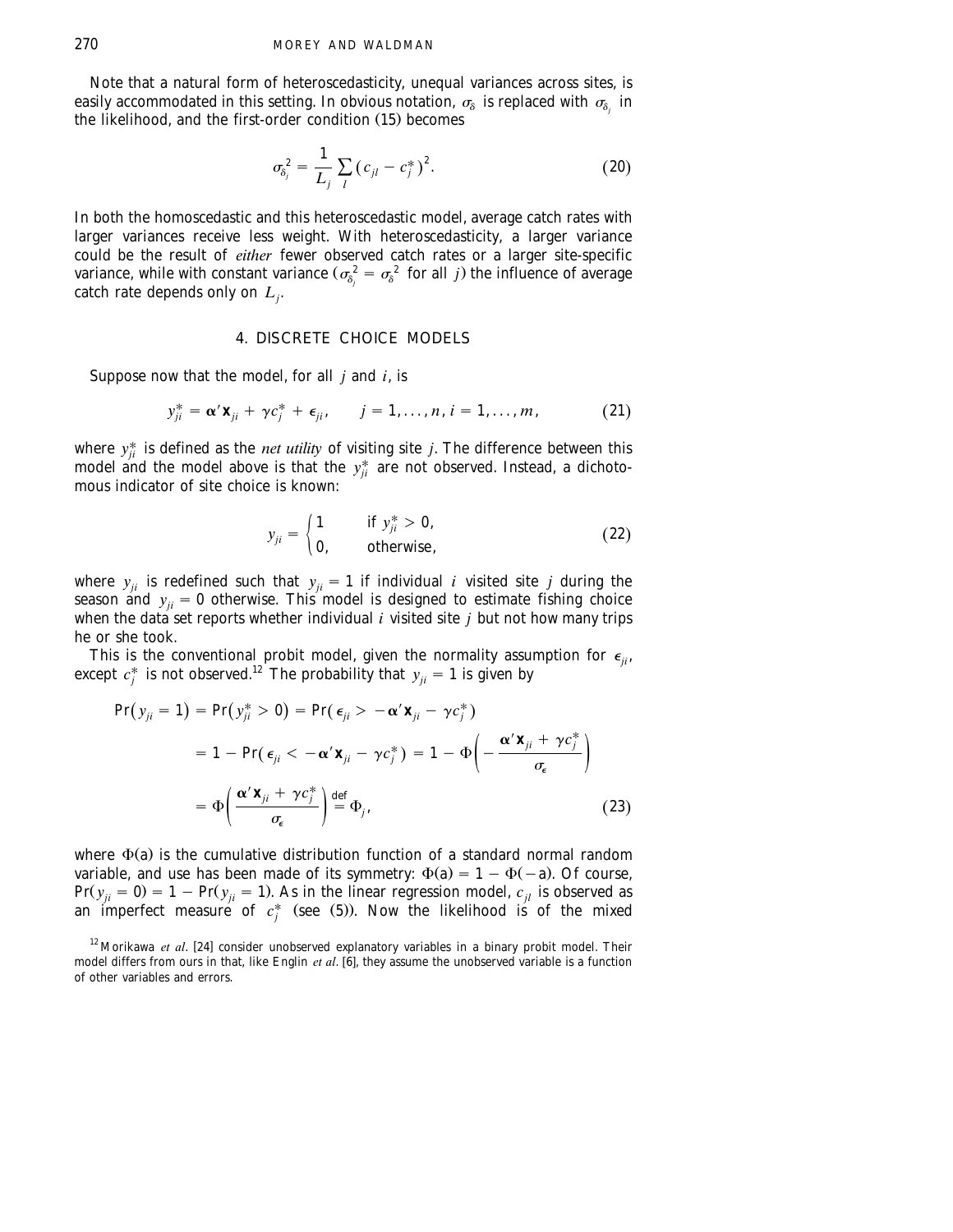Note that a natural form of heteroscedasticity, unequal variances across sites, is easily accommodated in this setting. In obvious notation, $\sigma_\delta$ is replaced with $\sigma_{\delta_j}$ in the likelihood, and the first-order condition (15) becomes

$$\sigma_{\delta_j}^2 = \frac{1}{L_j} \sum_l (c_{jl} - c_j^*)^2. \tag{20}$$

In both the homoscedastic and this heteroscedastic model, average catch rates with larger variances receive less weight. With heteroscedasticity, a larger variance could be the result of *either* fewer observed catch rates or a larger site-specific variance, while with constant variance ($\sigma_{\delta_j}^2 = \sigma_\delta^2$ for all $j$) the influence of average catch rate depends only on $L_j$.

## 4. DISCRETE CHOICE MODELS

Suppose now that the model, for all $j$ and $i$, is

$$y_{ji}^* = \boldsymbol{\alpha}'\mathbf{x}_{ji} + \gamma c_j^* + \epsilon_{ji}, \qquad j = 1, \ldots, n, i = 1, \ldots, m, \tag{21}$$

where $y_{ji}^*$ is defined as the *net utility* of visiting site $j$. The difference between this model and the model above is that the $y_{ji}^*$ are not observed. Instead, a dichotomous indicator of site choice is known:

$$y_{ji} = \begin{cases} 1 & \text{if } y_{ji}^* > 0, \\ 0, & \text{otherwise,} \end{cases} \tag{22}$$

where $y_{ji}$ is redefined such that $y_{ji} = 1$ if individual $i$ visited site $j$ during the season and $y_{ji} = 0$ otherwise. This model is designed to estimate fishing choice when the data set reports whether individual $i$ visited site $j$ but not how many trips he or she took.

This is the conventional probit model, given the normality assumption for $\epsilon_{ji}$, except $c_j^*$ is not observed.[12] The probability that $y_{ji} = 1$ is given by

$$\begin{aligned}
\Pr(y_{ji} = 1) = \Pr(y_{ji}^* > 0) &= \Pr(\epsilon_{ji} > -\boldsymbol{\alpha}'\mathbf{x}_{ji} - \gamma c_j^*) \\
&= 1 - \Pr(\epsilon_{ji} < -\boldsymbol{\alpha}'\mathbf{x}_{ji} - \gamma c_j^*) = 1 - \Phi\left(-\frac{\boldsymbol{\alpha}'\mathbf{x}_{ji} + \gamma c_j^*}{\sigma_\epsilon}\right) \\
&= \Phi\left(\frac{\boldsymbol{\alpha}'\mathbf{x}_{ji} + \gamma c_j^*}{\sigma_\epsilon}\right) \stackrel{\text{def}}{=} \Phi_j,
\end{aligned} \tag{23}$$

where $\Phi(a)$ is the cumulative distribution function of a standard normal random variable, and use has been made of its symmetry: $\Phi(a) = 1 - \Phi(-a)$. Of course, $\Pr(y_{ji} = 0) = 1 - \Pr(y_{ji} = 1)$. As in the linear regression model, $c_{jl}$ is observed as an imperfect measure of $c_j^*$ (see (5)). Now the likelihood is of the mixed

[12] Morikawa *et al*. [24] consider unobserved explanatory variables in a binary probit model. Their model differs from ours in that, like Englin *et al*. [6], they assume the unobserved variable is a function of other variables and errors.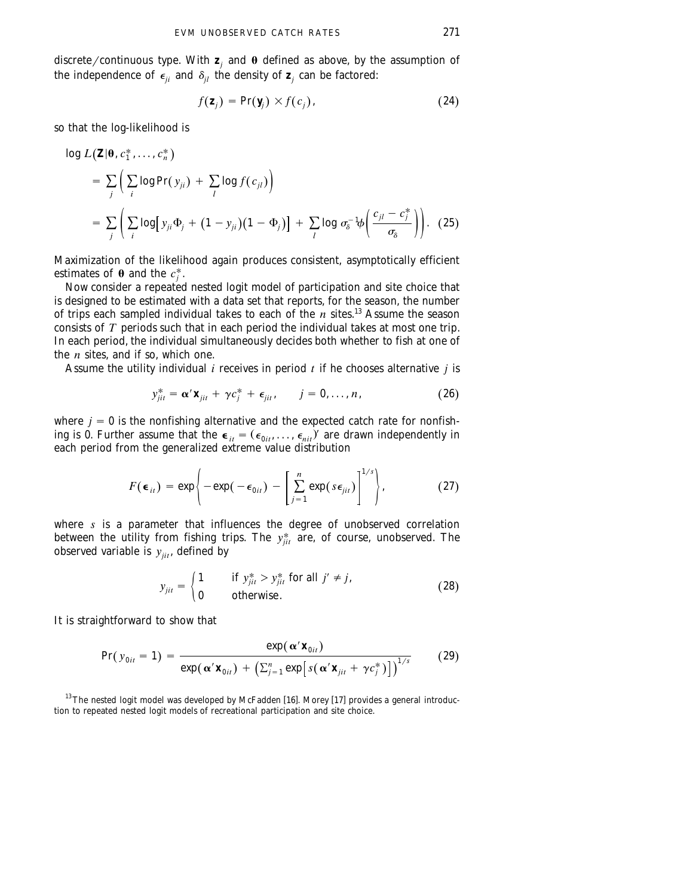discrete/continuous type. With $\mathbf{z}_j$ and $\boldsymbol{\theta}$ defined as above, by the assumption of the independence of $\epsilon_{ji}$ and $\delta_{jl}$ the density of $\mathbf{z}_j$ can be factored:

$$f(\mathbf{z}_j) = \Pr(\mathbf{y}_j) \times f(c_j), \tag{24}$$

so that the log-likelihood is

$$\begin{aligned}
&\log L(\mathbf{Z} \mid \boldsymbol{\theta}, c_1^*, \dots, c_n^*) \\
&= \sum_j \left( \sum_i \log \Pr(y_{ji}) + \sum_l \log f(c_{jl}) \right) \\
&= \sum_j \left( \sum_i \log\left[ y_{ji} \Phi_j + (1 - y_{ji})(1 - \Phi_j) \right] + \sum_l \log \sigma_\delta^{-1} \phi\left( \frac{c_{jl} - c_j^*}{\sigma_\delta} \right) \right). \quad (25)
\end{aligned}$$

Maximization of the likelihood again produces consistent, asymptotically efficient estimates of $\boldsymbol{\theta}$ and the $c_j^*$.

Now consider a repeated nested logit model of participation and site choice that is designed to be estimated with a data set that reports, for the season, the number of trips each sampled individual takes to each of the $n$ sites.[13] Assume the season consists of $T$ periods such that in each period the individual takes at most one trip. In each period, the individual simultaneously decides both whether to fish at one of the $n$ sites, and if so, which one.

Assume the utility individual $i$ receives in period $t$ if he chooses alternative $j$ is

$$y_{jit}^* = \boldsymbol{\alpha}' \mathbf{x}_{jit} + \gamma c_j^* + \epsilon_{jit}, \qquad j = 0, \dots, n, \tag{26}$$

where $j = 0$ is the nonfishing alternative and the expected catch rate for nonfishing is 0. Further assume that the $\boldsymbol{\epsilon}_{it} = (\epsilon_{0it}, \dots, \epsilon_{nit})'$ are drawn independently in each period from the generalized extreme value distribution

$$F(\boldsymbol{\epsilon}_{it}) = \exp\left\{ -\exp(-\epsilon_{0it}) - \left[ \sum_{j=1}^{n} \exp(s \epsilon_{jit}) \right]^{1/s} \right\}, \tag{27}$$

where $s$ is a parameter that influences the degree of unobserved correlation between the utility from fishing trips. The $y_{jit}^*$ are, of course, unobserved. The observed variable is $y_{jit}$, defined by

$$y_{jit} = \begin{cases} 1 & \text{if } y_{jit}^* > y_{j'it}^* \text{ for all } j' \neq j, \\ 0 & \text{otherwise.} \end{cases} \tag{28}$$

It is straightforward to show that

$$\Pr(y_{0it} = 1) = \frac{\exp(\boldsymbol{\alpha}' \mathbf{x}_{0it})}{\exp(\boldsymbol{\alpha}' \mathbf{x}_{0it}) + \left( \sum_{j=1}^{n} \exp\left[ s(\boldsymbol{\alpha}' \mathbf{x}_{jit} + \gamma c_j^*) \right] \right)^{1/s}} \tag{29}$$

[13] The nested logit model was developed by McFadden [16]. Morey [17] provides a general introduction to repeated nested logit models of recreational participation and site choice.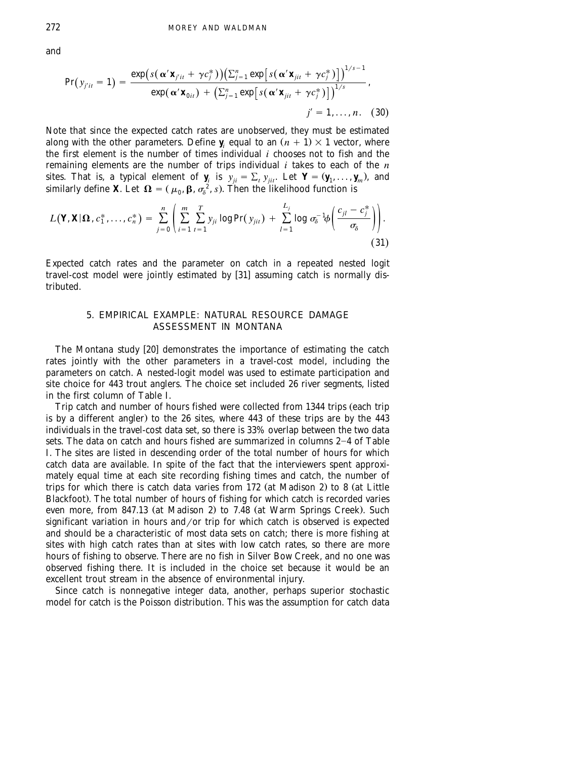and

$$\Pr(y_{j'it} = 1) = \frac{\exp\left(s(\boldsymbol{\alpha}'\mathbf{x}_{j'it} + \gamma c_j^*)\right)\left(\sum_{j=1}^{n} \exp\left[s(\boldsymbol{\alpha}'\mathbf{x}_{jit} + \gamma c_j^*)\right]\right)^{1/s-1}}{\exp(\boldsymbol{\alpha}'\mathbf{x}_{0it}) + \left(\sum_{j=1}^{n} \exp\left[s(\boldsymbol{\alpha}'\mathbf{x}_{jit} + \gamma c_j^*)\right]\right)^{1/s}},$$

$$j' = 1, \ldots, n. \quad (30)$$

Note that since the expected catch rates are unobserved, they must be estimated along with the other parameters. Define $\mathbf{y}_i$ equal to an $(n+1) \times 1$ vector, where the first element is the number of times individual $i$ chooses not to fish and the remaining elements are the number of trips individual $i$ takes to each of the $n$ sites. That is, a typical element of $\mathbf{y}_i$ is $y_{ji} = \sum_t y_{jit}$. Let $\mathbf{Y} = (\mathbf{y}_1, \ldots, \mathbf{y}_m)$, and similarly define $\mathbf{X}$. Let $\boldsymbol{\Omega} = (\mu_0, \boldsymbol{\beta}, \sigma_\delta^2, s)$. Then the likelihood function is

$$L(\mathbf{Y}, \mathbf{X} | \boldsymbol{\Omega}, c_1^*, \ldots, c_n^*) = \sum_{j=0}^{n} \left( \sum_{i=1}^{m} \sum_{t=1}^{T} y_{ji} \log \Pr(y_{jit}) + \sum_{l=1}^{L_j} \log \sigma_\delta^{-1} \phi\left(\frac{c_{jl} - c_j^*}{\sigma_\delta}\right) \right). \quad (31)$$

Expected catch rates and the parameter on catch in a repeated nested logit travel-cost model were jointly estimated by [31] assuming catch is normally distributed.

## 5. EMPIRICAL EXAMPLE: NATURAL RESOURCE DAMAGE ASSESSMENT IN MONTANA

The Montana study [20] demonstrates the importance of estimating the catch rates jointly with the other parameters in a travel-cost model, including the parameters on catch. A nested-logit model was used to estimate participation and site choice for 443 trout anglers. The choice set included 26 river segments, listed in the first column of Table I.

Trip catch and number of hours fished were collected from 1344 trips (each trip is by a different angler) to the 26 sites, where 443 of these trips are by the 443 individuals in the travel-cost data set, so there is 33% overlap between the two data sets. The data on catch and hours fished are summarized in columns 2–4 of Table I. The sites are listed in descending order of the total number of hours for which catch data are available. In spite of the fact that the interviewers spent approximately equal time at each site recording fishing times and catch, the number of trips for which there is catch data varies from 172 (at Madison 2) to 8 (at Little Blackfoot). The total number of hours of fishing for which catch is recorded varies even more, from 847.13 (at Madison 2) to 7.48 (at Warm Springs Creek). Such significant variation in hours and/or trip for which catch is observed is expected and should be a characteristic of most data sets on catch; there is more fishing at sites with high catch rates than at sites with low catch rates, so there are more hours of fishing to observe. There are no fish in Silver Bow Creek, and no one was observed fishing there. It is included in the choice set because it would be an excellent trout stream in the absence of environmental injury.

Since catch is nonnegative integer data, another, perhaps superior stochastic model for catch is the Poisson distribution. This was the assumption for catch data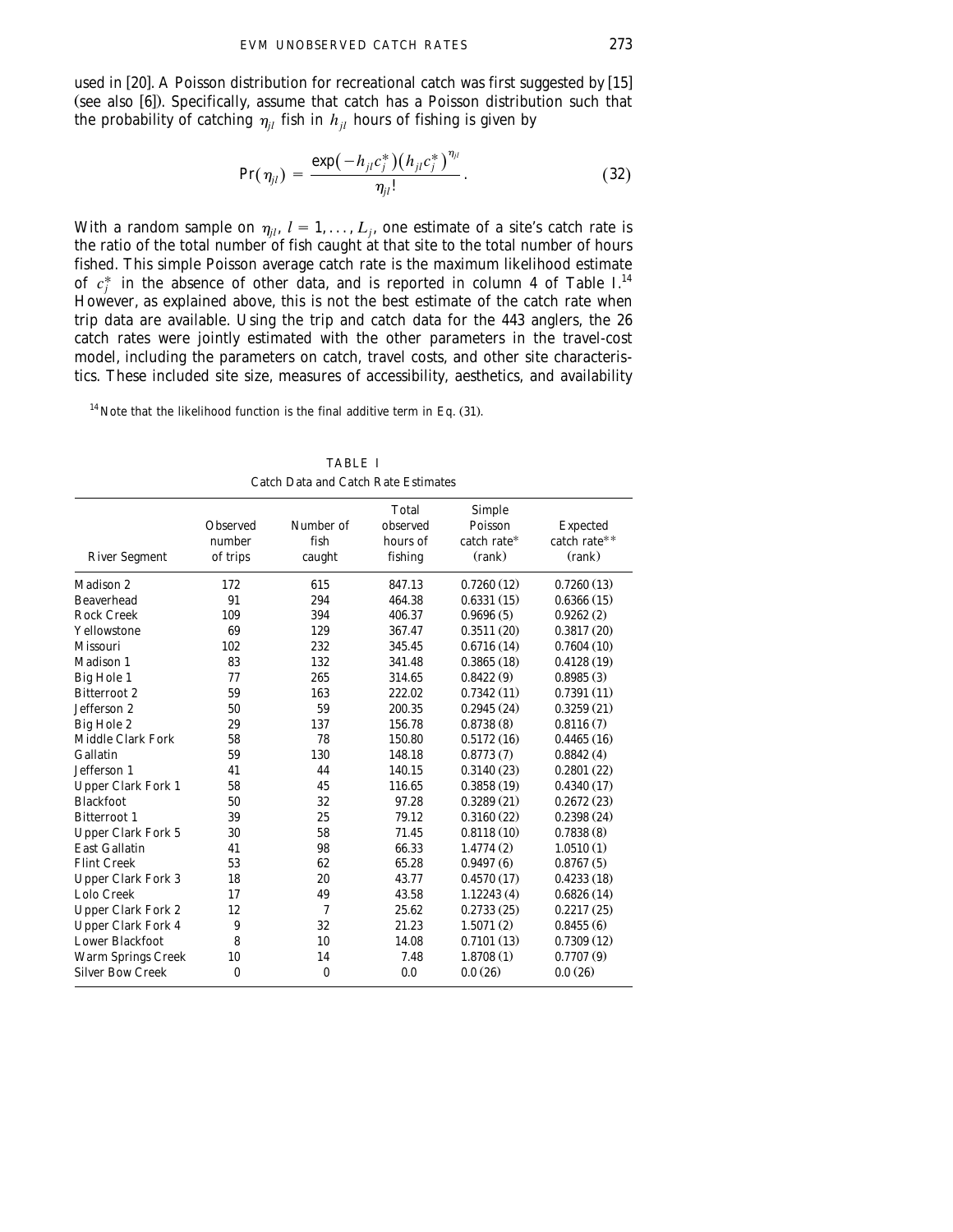used in [20]. A Poisson distribution for recreational catch was first suggested by [15] (see also [6]). Specifically, assume that catch has a Poisson distribution such that the probability of catching $\eta_{jl}$ fish in $h_{jl}$ hours of fishing is given by

$$\Pr(\eta_{jl}) = \frac{\exp(-h_{jl}c_j^*)(h_{jl}c_j^*)^{\eta_{jl}}}{\eta_{jl}!}. \tag{32}$$

With a random sample on $\eta_{jl}$, $l = 1, \ldots, L_j$, one estimate of a site's catch rate is the ratio of the total number of fish caught at that site to the total number of hours fished. This simple Poisson average catch rate is the maximum likelihood estimate of $c_j^*$ in the absence of other data, and is reported in column 4 of Table I.[14] However, as explained above, this is not the best estimate of the catch rate when trip data are available. Using the trip and catch data for the 443 anglers, the 26 catch rates were jointly estimated with the other parameters in the travel-cost model, including the parameters on catch, travel costs, and other site characteristics. These included site size, measures of accessibility, aesthetics, and availability

[14] Note that the likelihood function is the final additive term in Eq. (31).

TABLE I
Catch Data and Catch Rate Estimates

| River Segment | Observed number of trips | Number of fish caught | Total observed hours of fishing | Simple Poisson catch rate* (rank) | Expected catch rate** (rank) |
|---|---|---|---|---|---|
| Madison 2 | 172 | 615 | 847.13 | 0.7260 (12) | 0.7260 (13) |
| Beaverhead | 91 | 294 | 464.38 | 0.6331 (15) | 0.6366 (15) |
| Rock Creek | 109 | 394 | 406.37 | 0.9696 (5) | 0.9262 (2) |
| Yellowstone | 69 | 129 | 367.47 | 0.3511 (20) | 0.3817 (20) |
| Missouri | 102 | 232 | 345.45 | 0.6716 (14) | 0.7604 (10) |
| Madison 1 | 83 | 132 | 341.48 | 0.3865 (18) | 0.4128 (19) |
| Big Hole 1 | 77 | 265 | 314.65 | 0.8422 (9) | 0.8985 (3) |
| Bitterroot 2 | 59 | 163 | 222.02 | 0.7342 (11) | 0.7391 (11) |
| Jefferson 2 | 50 | 59 | 200.35 | 0.2945 (24) | 0.3259 (21) |
| Big Hole 2 | 29 | 137 | 156.78 | 0.8738 (8) | 0.8116 (7) |
| Middle Clark Fork | 58 | 78 | 150.80 | 0.5172 (16) | 0.4465 (16) |
| Gallatin | 59 | 130 | 148.18 | 0.8773 (7) | 0.8842 (4) |
| Jefferson 1 | 41 | 44 | 140.15 | 0.3140 (23) | 0.2801 (22) |
| Upper Clark Fork 1 | 58 | 45 | 116.65 | 0.3858 (19) | 0.4340 (17) |
| Blackfoot | 50 | 32 | 97.28 | 0.3289 (21) | 0.2672 (23) |
| Bitterroot 1 | 39 | 25 | 79.12 | 0.3160 (22) | 0.2398 (24) |
| Upper Clark Fork 5 | 30 | 58 | 71.45 | 0.8118 (10) | 0.7838 (8) |
| East Gallatin | 41 | 98 | 66.33 | 1.4774 (2) | 1.0510 (1) |
| Flint Creek | 53 | 62 | 65.28 | 0.9497 (6) | 0.8767 (5) |
| Upper Clark Fork 3 | 18 | 20 | 43.77 | 0.4570 (17) | 0.4233 (18) |
| Lolo Creek | 17 | 49 | 43.58 | 1.12243 (4) | 0.6826 (14) |
| Upper Clark Fork 2 | 12 | 7 | 25.62 | 0.2733 (25) | 0.2217 (25) |
| Upper Clark Fork 4 | 9 | 32 | 21.23 | 1.5071 (2) | 0.8455 (6) |
| Lower Blackfoot | 8 | 10 | 14.08 | 0.7101 (13) | 0.7309 (12) |
| Warm Springs Creek | 10 | 14 | 7.48 | 1.8708 (1) | 0.7707 (9) |
| Silver Bow Creek | 0 | 0 | 0.0 | 0.0 (26) | 0.0 (26) |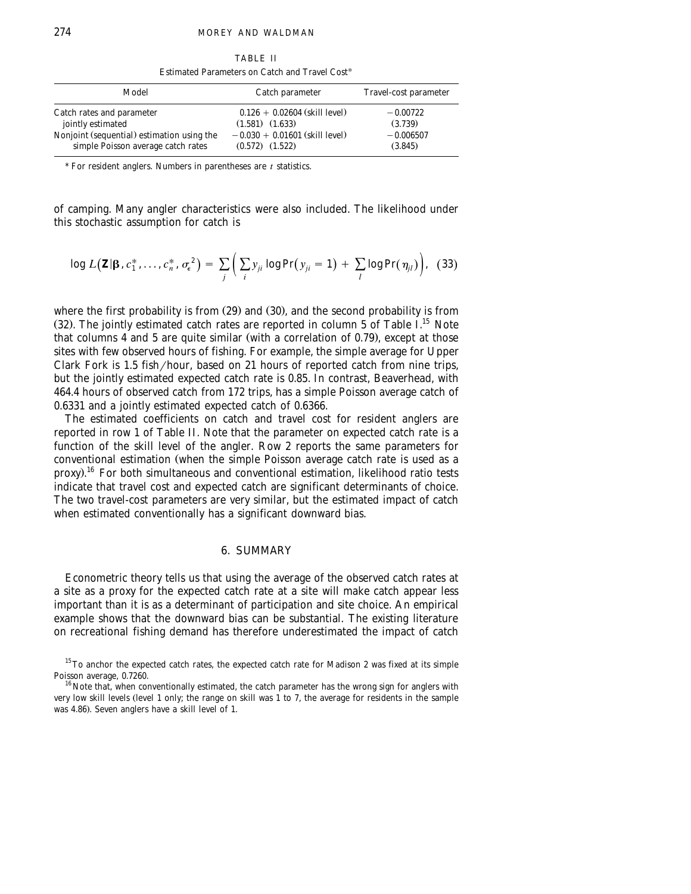TABLE II

Estimated Parameters on Catch and Travel Cost*

| Model | Catch parameter | Travel-cost parameter |
|---|---|---|
| Catch rates and parameter jointly estimated | 0.126 + 0.02604 (skill level) (1.581) (1.633) | −0.00722 (3.739) |
| Nonjoint (sequential) estimation using the simple Poisson average catch rates | −0.030 + 0.01601 (skill level) (0.572) (1.522) | −0.006507 (3.845) |

* For resident anglers. Numbers in parentheses are $t$ statistics.

of camping. Many angler characteristics were also included. The likelihood under this stochastic assumption for catch is

$$\log L(\mathbf{Z}|\boldsymbol{\beta}, c_1^*, \ldots, c_n^*, \sigma_\epsilon^2) = \sum_j \left( \sum_i y_{ji} \log \Pr(y_{ji} = 1) + \sum_l \log \Pr(\eta_{jl}) \right), \quad (33)$$

where the first probability is from (29) and (30), and the second probability is from (32). The jointly estimated catch rates are reported in column 5 of Table I.[15] Note that columns 4 and 5 are quite similar (with a correlation of 0.79), except at those sites with few observed hours of fishing. For example, the simple average for Upper Clark Fork is 1.5 fish/hour, based on 21 hours of reported catch from nine trips, but the jointly estimated expected catch rate is 0.85. In contrast, Beaverhead, with 464.4 hours of observed catch from 172 trips, has a simple Poisson average catch of 0.6331 and a jointly estimated expected catch of 0.6366.

The estimated coefficients on catch and travel cost for resident anglers are reported in row 1 of Table II. Note that the parameter on expected catch rate is a function of the skill level of the angler. Row 2 reports the same parameters for conventional estimation (when the simple Poisson average catch rate is used as a proxy).[16] For both simultaneous and conventional estimation, likelihood ratio tests indicate that travel cost and expected catch are significant determinants of choice. The two travel-cost parameters are very similar, but the estimated impact of catch when estimated conventionally has a significant downward bias.

## 6. SUMMARY

Econometric theory tells us that using the average of the observed catch rates at a site as a proxy for the expected catch rate at a site will make catch appear less important than it is as a determinant of participation and site choice. An empirical example shows that the downward bias can be substantial. The existing literature on recreational fishing demand has therefore underestimated the impact of catch

[15] To anchor the expected catch rates, the expected catch rate for Madison 2 was fixed at its simple Poisson average, 0.7260.

[16] Note that, when conventionally estimated, the catch parameter has the wrong sign for anglers with very low skill levels (level 1 only; the range on skill was 1 to 7, the average for residents in the sample was 4.86). Seven anglers have a skill level of 1.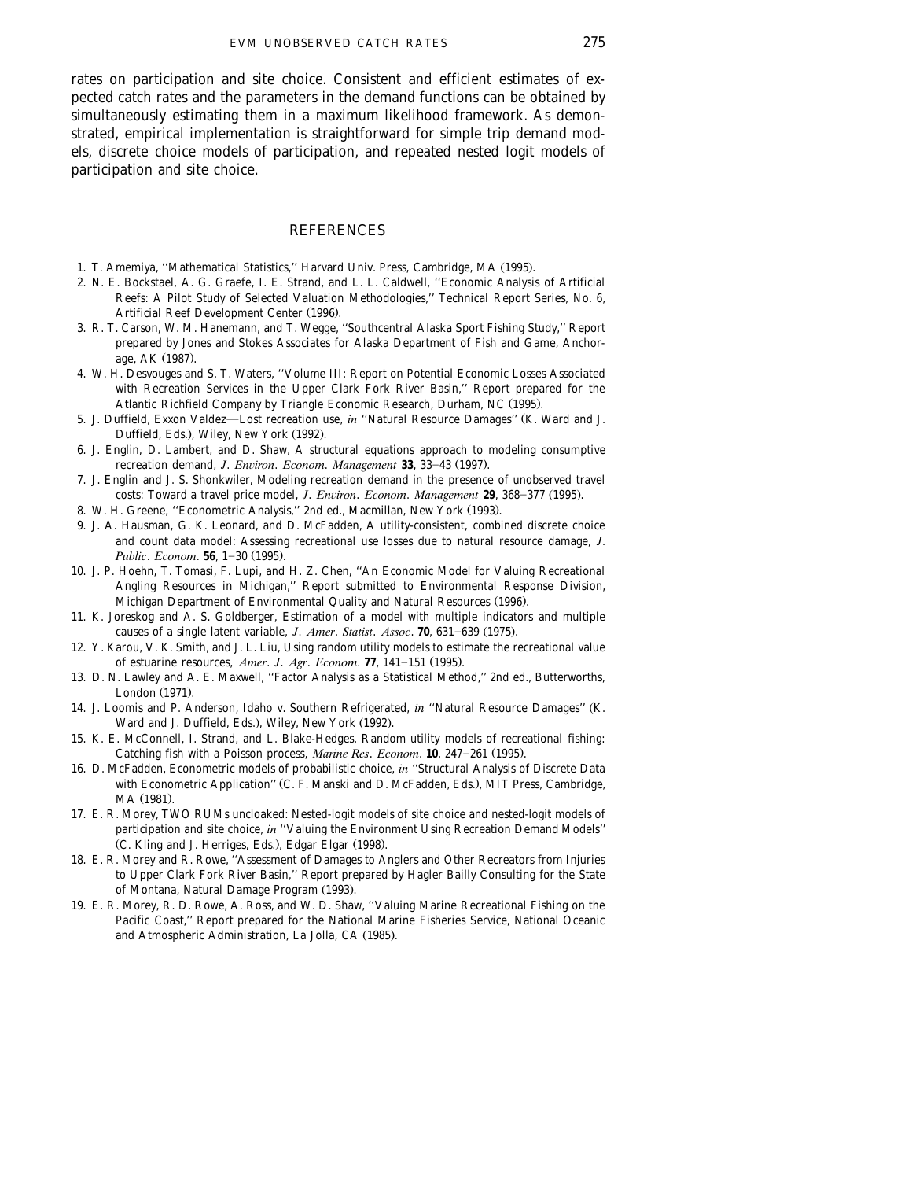rates on participation and site choice. Consistent and efficient estimates of expected catch rates and the parameters in the demand functions can be obtained by simultaneously estimating them in a maximum likelihood framework. As demonstrated, empirical implementation is straightforward for simple trip demand models, discrete choice models of participation, and repeated nested logit models of participation and site choice.

## REFERENCES

1. T. Amemiya, ''Mathematical Statistics,'' Harvard Univ. Press, Cambridge, MA (1995).
2. N. E. Bockstael, A. G. Graefe, I. E. Strand, and L. L. Caldwell, ''Economic Analysis of Artificial Reefs: A Pilot Study of Selected Valuation Methodologies,'' Technical Report Series, No. 6, Artificial Reef Development Center (1996).
3. R. T. Carson, W. M. Hanemann, and T. Wegge, ''Southcentral Alaska Sport Fishing Study,'' Report prepared by Jones and Stokes Associates for Alaska Department of Fish and Game, Anchorage, AK (1987).
4. W. H. Desvouges and S. T. Waters, ''Volume III: Report on Potential Economic Losses Associated with Recreation Services in the Upper Clark Fork River Basin,'' Report prepared for the Atlantic Richfield Company by Triangle Economic Research, Durham, NC (1995).
5. J. Duffield, Exxon Valdez—Lost recreation use, *in* ''Natural Resource Damages'' (K. Ward and J. Duffield, Eds.), Wiley, New York (1992).
6. J. Englin, D. Lambert, and D. Shaw, A structural equations approach to modeling consumptive recreation demand, *J. Environ. Econom. Management* **33**, 33–43 (1997).
7. J. Englin and J. S. Shonkwiler, Modeling recreation demand in the presence of unobserved travel costs: Toward a travel price model, *J. Environ. Econom. Management* **29**, 368–377 (1995).
8. W. H. Greene, ''Econometric Analysis,'' 2nd ed., Macmillan, New York (1993).
9. J. A. Hausman, G. K. Leonard, and D. McFadden, A utility-consistent, combined discrete choice and count data model: Assessing recreational use losses due to natural resource damage, *J. Public. Econom.* **56**, 1–30 (1995).
10. J. P. Hoehn, T. Tomasi, F. Lupi, and H. Z. Chen, ''An Economic Model for Valuing Recreational Angling Resources in Michigan,'' Report submitted to Environmental Response Division, Michigan Department of Environmental Quality and Natural Resources (1996).
11. K. Joreskog and A. S. Goldberger, Estimation of a model with multiple indicators and multiple causes of a single latent variable, *J. Amer. Statist. Assoc.* **70**, 631–639 (1975).
12. Y. Karou, V. K. Smith, and J. L. Liu, Using random utility models to estimate the recreational value of estuarine resources, *Amer. J. Agr. Econom.* **77**, 141–151 (1995).
13. D. N. Lawley and A. E. Maxwell, ''Factor Analysis as a Statistical Method,'' 2nd ed., Butterworths, London (1971).
14. J. Loomis and P. Anderson, Idaho v. Southern Refrigerated, *in* ''Natural Resource Damages'' (K. Ward and J. Duffield, Eds.), Wiley, New York (1992).
15. K. E. McConnell, I. Strand, and L. Blake-Hedges, Random utility models of recreational fishing: Catching fish with a Poisson process, *Marine Res. Econom.* **10**, 247–261 (1995).
16. D. McFadden, Econometric models of probabilistic choice, *in* ''Structural Analysis of Discrete Data with Econometric Application'' (C. F. Manski and D. McFadden, Eds.), MIT Press, Cambridge, MA (1981).
17. E. R. Morey, TWO RUMs uncloaked: Nested-logit models of site choice and nested-logit models of participation and site choice, *in* ''Valuing the Environment Using Recreation Demand Models'' (C. Kling and J. Herriges, Eds.), Edgar Elgar (1998).
18. E. R. Morey and R. Rowe, ''Assessment of Damages to Anglers and Other Recreators from Injuries to Upper Clark Fork River Basin,'' Report prepared by Hagler Bailly Consulting for the State of Montana, Natural Damage Program (1993).
19. E. R. Morey, R. D. Rowe, A. Ross, and W. D. Shaw, ''Valuing Marine Recreational Fishing on the Pacific Coast,'' Report prepared for the National Marine Fisheries Service, National Oceanic and Atmospheric Administration, La Jolla, CA (1985).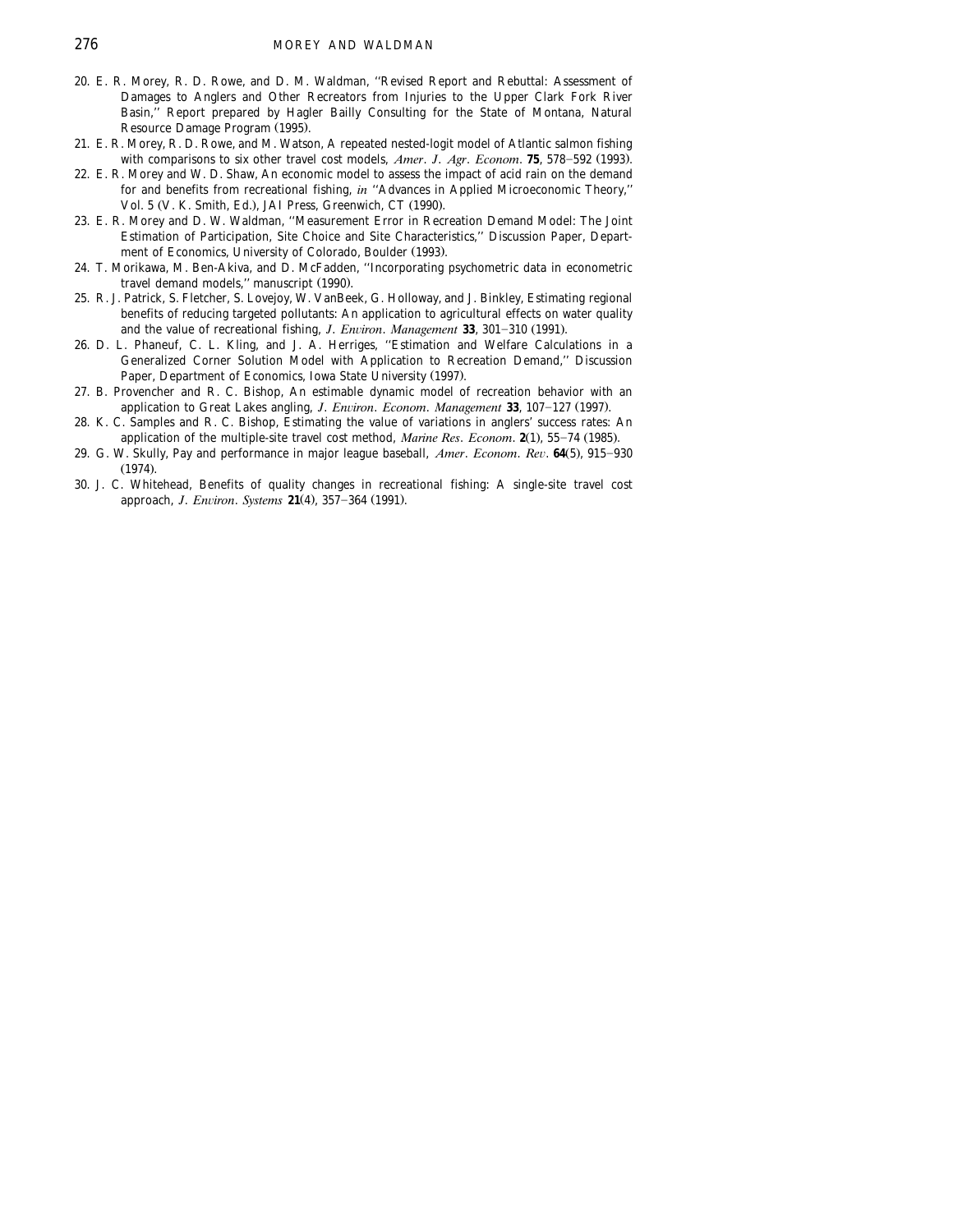20. E. R. Morey, R. D. Rowe, and D. M. Waldman, ''Revised Report and Rebuttal: Assessment of Damages to Anglers and Other Recreators from Injuries to the Upper Clark Fork River Basin,'' Report prepared by Hagler Bailly Consulting for the State of Montana, Natural Resource Damage Program (1995).
21. E. R. Morey, R. D. Rowe, and M. Watson, A repeated nested-logit model of Atlantic salmon fishing with comparisons to six other travel cost models, *Amer. J. Agr. Econom.* **75**, 578–592 (1993).
22. E. R. Morey and W. D. Shaw, An economic model to assess the impact of acid rain on the demand for and benefits from recreational fishing, *in* ''Advances in Applied Microeconomic Theory,'' Vol. 5 (V. K. Smith, Ed.), JAI Press, Greenwich, CT (1990).
23. E. R. Morey and D. W. Waldman, ''Measurement Error in Recreation Demand Model: The Joint Estimation of Participation, Site Choice and Site Characteristics,'' Discussion Paper, Department of Economics, University of Colorado, Boulder (1993).
24. T. Morikawa, M. Ben-Akiva, and D. McFadden, ''Incorporating psychometric data in econometric travel demand models,'' manuscript (1990).
25. R. J. Patrick, S. Fletcher, S. Lovejoy, W. VanBeek, G. Holloway, and J. Binkley, Estimating regional benefits of reducing targeted pollutants: An application to agricultural effects on water quality and the value of recreational fishing, *J. Environ. Management* **33**, 301–310 (1991).
26. D. L. Phaneuf, C. L. Kling, and J. A. Herriges, ''Estimation and Welfare Calculations in a Generalized Corner Solution Model with Application to Recreation Demand,'' Discussion Paper, Department of Economics, Iowa State University (1997).
27. B. Provencher and R. C. Bishop, An estimable dynamic model of recreation behavior with an application to Great Lakes angling, *J. Environ. Econom. Management* **33**, 107–127 (1997).
28. K. C. Samples and R. C. Bishop, Estimating the value of variations in anglers' success rates: An application of the multiple-site travel cost method, *Marine Res. Econom.* **2**(1), 55–74 (1985).
29. G. W. Skully, Pay and performance in major league baseball, *Amer. Econom. Rev.* **64**(5), 915–930 (1974).
30. J. C. Whitehead, Benefits of quality changes in recreational fishing: A single-site travel cost approach, *J. Environ. Systems* **21**(4), 357–364 (1991).